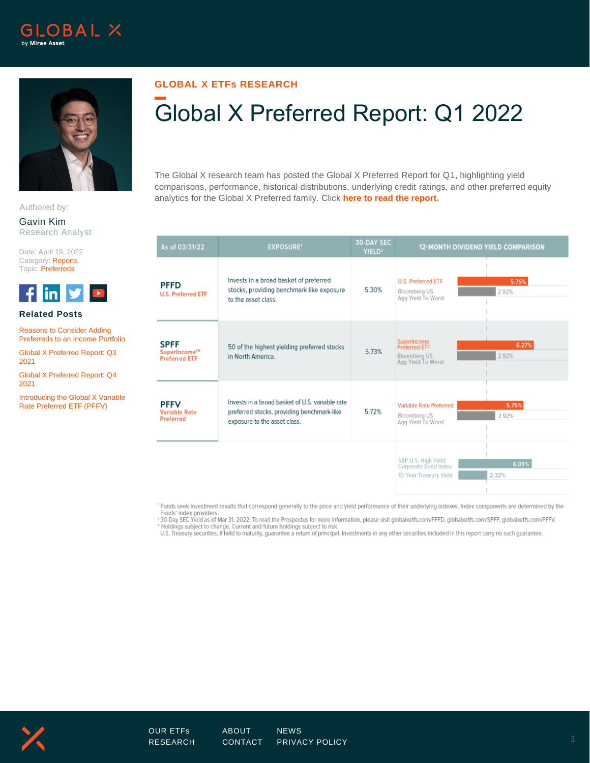GLOBAL X ETFs RESEARCH

# Global X Preferred Report: Q1 2022

Authored by:

Gavin Kim
Research Analyst

Date: April 19, 2022
Category: Reports
Topic: Preferreds

The Global X research team has posted the Global X Preferred Report for Q1, highlighting yield comparisons, performance, historical distributions, underlying credit ratings, and other preferred equity analytics for the Global X Preferred family. Click **here to read the report.**

| As of 03/31/22 | EXPOSURE[1] | 30-DAY SEC YIELD[2] | 12-MONTH DIVIDEND YIELD COMPARISON | |
|---|---|---|---|---|
| **PFFD** U.S. Preferred ETF | Invests in a broad basket of preferred stocks, providing benchmark like exposure to the asset class. | 5.30% | U.S. Preferred ETF | 5.75% |
| | | | Bloomberg US Agg Yield To Worst | 2.92% |
| **SPFF** SuperIncome™ Preferred ETF | 50 of the highest yielding preferred stocks in North America. | 5.73% | SuperIncome Preferred ETF | 6.27% |
| | | | Bloomberg US Agg Yield To Worst | 2.92% |
| **PFFV** Variable Rate Preferred | Invests in a broad basket of U.S. variable rate preferred stocks, providing benchmark-like exposure to the asset class. | 5.72% | Variable Rate Preferred | 5.75% |
| | | | Bloomberg US Agg Yield To Worst | 2.92% |
| | | | S&P U.S. High Yield Corporate Bond Index | 6.09% |
| | | | 10-Year Treasury Yield | 2.32% |

[1] Funds seek investment results that correspond generally to the price and yield performance of their underlying indexes. Index components are determined by the Funds' index providers.
[2] 30-Day SEC Yield as of Mar 31, 2022. To read the Prospectus for more information, please visit globalxetfs.com/PFFD, globalxetfs.com/SPFF, globalxetfs.com/PFFV.
* Holdings subject to change. Current and future holdings subject to risk.
U.S. Treasury securities, if held to maturity, guarantee a return of principal. Investments in any other securities included in this report carry no such guarantee.

## Related Posts

- Reasons to Consider Adding Preferreds to an Income Portfolio
- Global X Preferred Report: Q3 2021
- Global X Preferred Report: Q4 2021
- Introducing the Global X Variable Rate Preferred ETF (PFFV)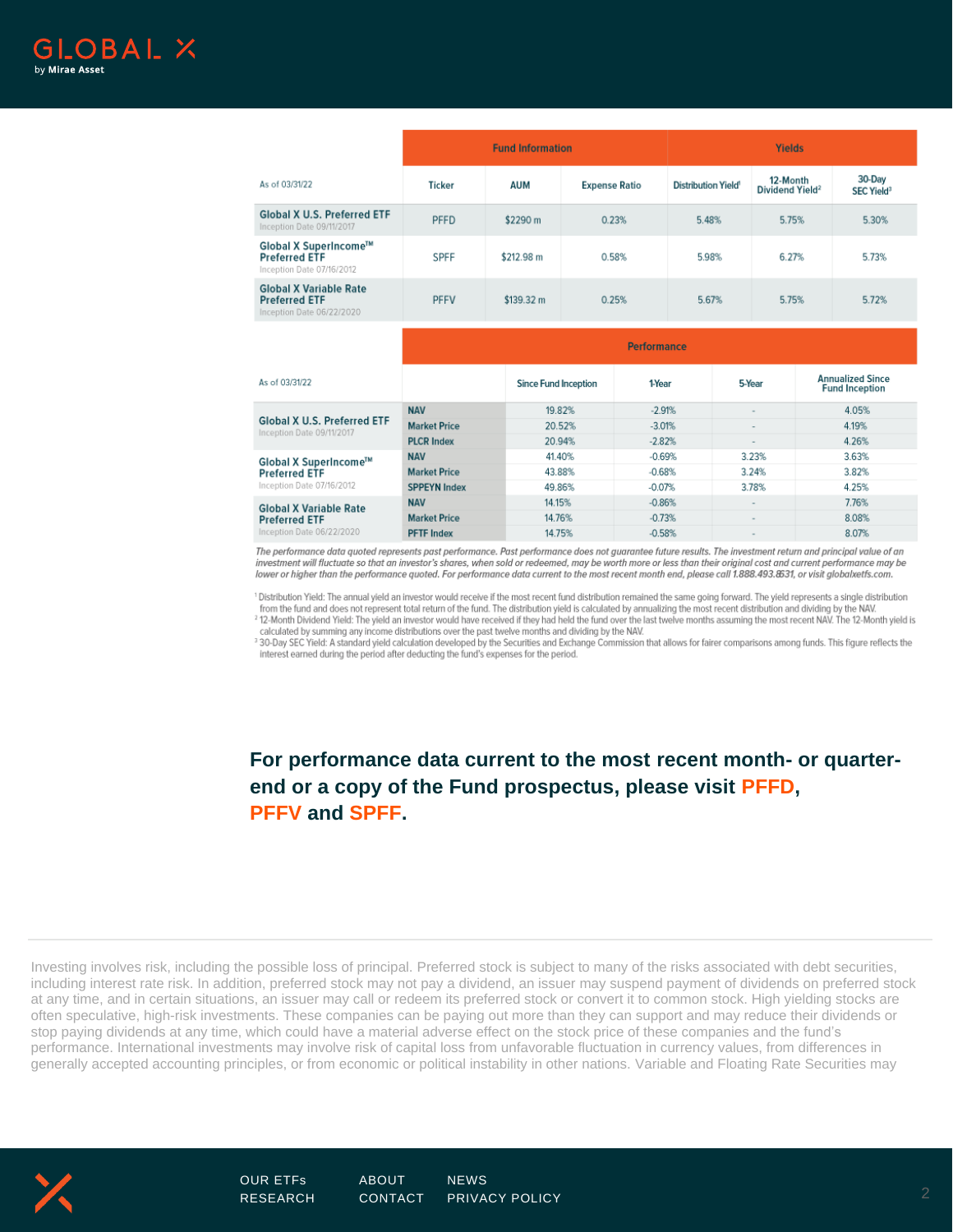| As of 03/31/22 | Fund Information | | | Yields | | |
|---|---|---|---|---|---|---|
| | Ticker | AUM | Expense Ratio | Distribution Yield[1] | 12-Month Dividend Yield[2] | 30-Day SEC Yield[3] |
| **Global X U.S. Preferred ETF** Inception Date 09/11/2017 | PFFD | $2290 m | 0.23% | 5.48% | 5.75% | 5.30% |
| **Global X SuperIncome™ Preferred ETF** Inception Date 07/16/2012 | SPFF | $212.98 m | 0.58% | 5.98% | 6.27% | 5.73% |
| **Global X Variable Rate Preferred ETF** Inception Date 06/22/2020 | PFFV | $139.32 m | 0.25% | 5.67% | 5.75% | 5.72% |

| As of 03/31/22 | Performance | | | | |
|---|---|---|---|---|---|
| | | Since Fund Inception | 1-Year | 5-Year | Annualized Since Fund Inception |
| **Global X U.S. Preferred ETF** Inception Date 09/11/2017 | NAV | 19.82% | -2.91% | - | 4.05% |
| | Market Price | 20.52% | -3.01% | - | 4.19% |
| | PLCR Index | 20.94% | -2.82% | - | 4.26% |
| **Global X SuperIncome™ Preferred ETF** Inception Date 07/16/2012 | NAV | 41.40% | -0.69% | 3.23% | 3.63% |
| | Market Price | 43.88% | -0.68% | 3.24% | 3.82% |
| | SPPEYN Index | 49.86% | -0.07% | 3.78% | 4.25% |
| **Global X Variable Rate Preferred ETF** Inception Date 06/22/2020 | NAV | 14.15% | -0.86% | - | 7.76% |
| | Market Price | 14.76% | -0.73% | - | 8.08% |
| | PFTF Index | 14.75% | -0.58% | - | 8.07% |

*The performance data quoted represents past performance. Past performance does not guarantee future results. The investment return and principal value of an investment will fluctuate so that an investor's shares, when sold or redeemed, may be worth more or less than their original cost and current performance may be lower or higher than the performance quoted. For performance data current to the most recent month end, please call 1.888.493.8631, or visit globalxetfs.com.*

[1] Distribution Yield: The annual yield an investor would receive if the most recent fund distribution remained the same going forward. The yield represents a single distribution from the fund and does not represent total return of the fund. The distribution yield is calculated by annualizing the most recent distribution and dividing by the NAV.

[2] 12-Month Dividend Yield: The yield an investor would have received if they had held the fund over the last twelve months assuming the most recent NAV. The 12-Month yield is calculated by summing any income distributions over the past twelve months and dividing by the NAV.

[3] 30-Day SEC Yield: A standard yield calculation developed by the Securities and Exchange Commission that allows for fairer comparisons among funds. This figure reflects the interest earned during the period after deducting the fund's expenses for the period.

**For performance data current to the most recent month- or quarter-end or a copy of the Fund prospectus, please visit PFFD, PFFV and SPFF.**

Investing involves risk, including the possible loss of principal. Preferred stock is subject to many of the risks associated with debt securities, including interest rate risk. In addition, preferred stock may not pay a dividend, an issuer may suspend payment of dividends on preferred stock at any time, and in certain situations, an issuer may call or redeem its preferred stock or convert it to common stock. High yielding stocks are often speculative, high-risk investments. These companies can be paying out more than they can support and may reduce their dividends or stop paying dividends at any time, which could have a material adverse effect on the stock price of these companies and the fund's performance. International investments may involve risk of capital loss from unfavorable fluctuation in currency values, from differences in generally accepted accounting principles, or from economic or political instability in other nations. Variable and Floating Rate Securities may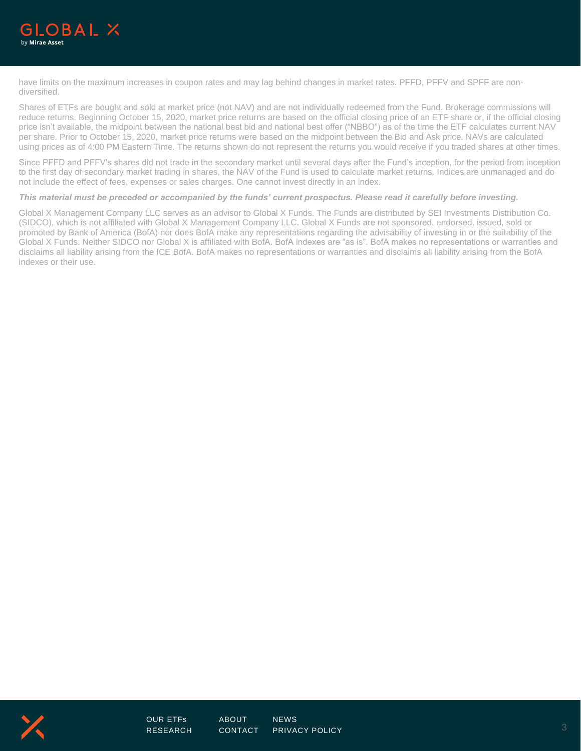have limits on the maximum increases in coupon rates and may lag behind changes in market rates. PFFD, PFFV and SPFF are non-diversified.

Shares of ETFs are bought and sold at market price (not NAV) and are not individually redeemed from the Fund. Brokerage commissions will reduce returns. Beginning October 15, 2020, market price returns are based on the official closing price of an ETF share or, if the official closing price isn't available, the midpoint between the national best bid and national best offer ("NBBO") as of the time the ETF calculates current NAV per share. Prior to October 15, 2020, market price returns were based on the midpoint between the Bid and Ask price. NAVs are calculated using prices as of 4:00 PM Eastern Time. The returns shown do not represent the returns you would receive if you traded shares at other times.

Since PFFD and PFFV's shares did not trade in the secondary market until several days after the Fund's inception, for the period from inception to the first day of secondary market trading in shares, the NAV of the Fund is used to calculate market returns. Indices are unmanaged and do not include the effect of fees, expenses or sales charges. One cannot invest directly in an index.

***This material must be preceded or accompanied by the funds' current prospectus. Please read it carefully before investing.***

Global X Management Company LLC serves as an advisor to Global X Funds. The Funds are distributed by SEI Investments Distribution Co. (SIDCO), which is not affiliated with Global X Management Company LLC. Global X Funds are not sponsored, endorsed, issued, sold or promoted by Bank of America (BofA) nor does BofA make any representations regarding the advisability of investing in or the suitability of the Global X Funds. Neither SIDCO nor Global X is affiliated with BofA. BofA indexes are "as is". BofA makes no representations or warranties and disclaims all liability arising from the ICE BofA. BofA makes no representations or warranties and disclaims all liability arising from the BofA indexes or their use.